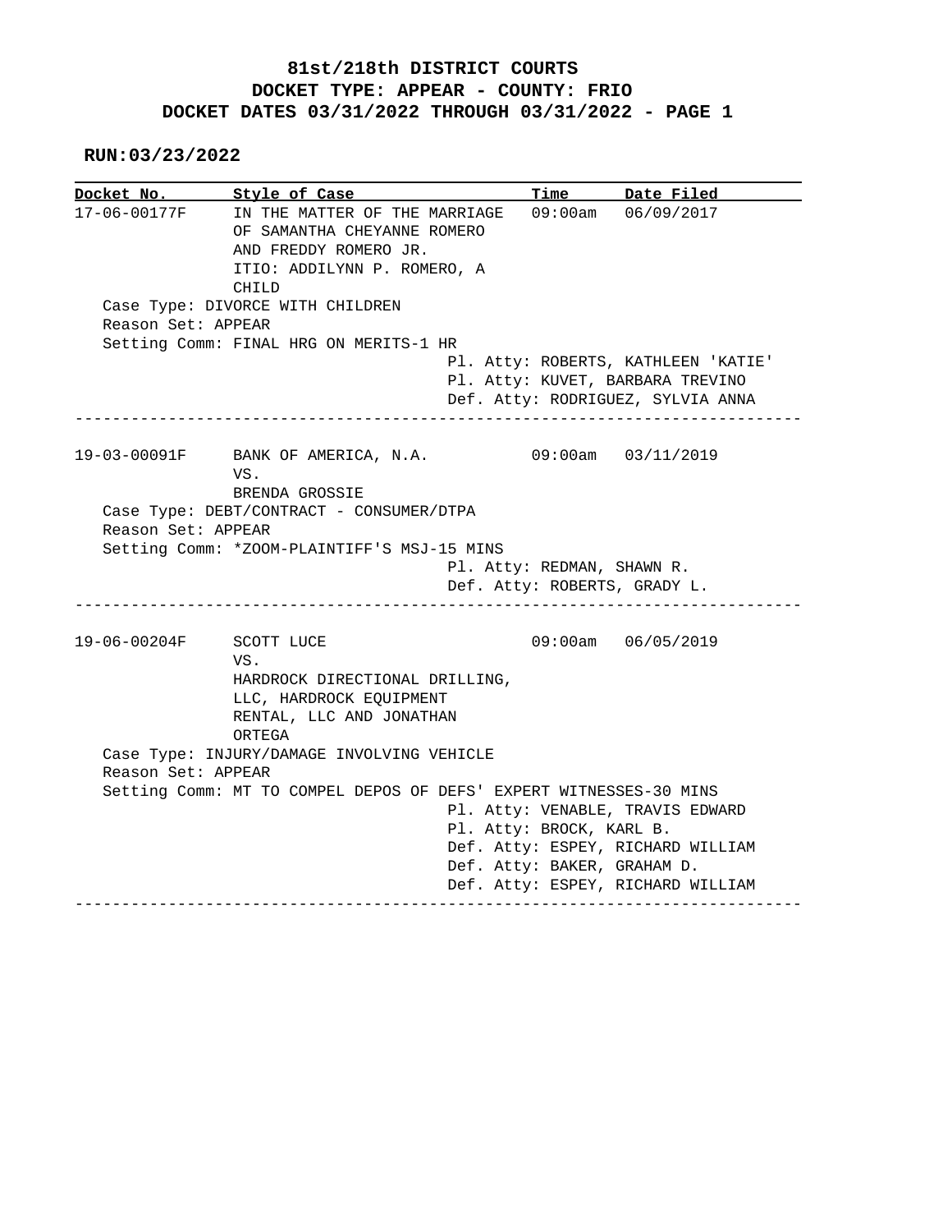# 81st/218th DISTRICT COURTS
## DOCKET TYPE: APPEAR - COUNTY: FRIO
## DOCKET DATES 03/31/2022 THROUGH 03/31/2022 - PAGE 1

**RUN:03/23/2022**

| Docket No. | Style of Case | Time | Date Filed |
|---|---|---|---|
| 17-06-00177F | IN THE MATTER OF THE MARRIAGE OF SAMANTHA CHEYANNE ROMERO AND FREDDY ROMERO JR. ITIO: ADDILYNN P. ROMERO, A CHILD | 09:00am | 06/09/2017 |

Case Type: DIVORCE WITH CHILDREN
Reason Set: APPEAR
Setting Comm: FINAL HRG ON MERITS-1 HR

Pl. Atty: ROBERTS, KATHLEEN 'KATIE'
Pl. Atty: KUVET, BARBARA TREVINO
Def. Atty: RODRIGUEZ, SYLVIA ANNA

---

| Docket No. | Style of Case | Time | Date Filed |
|---|---|---|---|
| 19-03-00091F | BANK OF AMERICA, N.A. VS. BRENDA GROSSIE | 09:00am | 03/11/2019 |

Case Type: DEBT/CONTRACT - CONSUMER/DTPA
Reason Set: APPEAR
Setting Comm: *ZOOM-PLAINTIFF'S MSJ-15 MINS

Pl. Atty: REDMAN, SHAWN R.
Def. Atty: ROBERTS, GRADY L.

---

| Docket No. | Style of Case | Time | Date Filed |
|---|---|---|---|
| 19-06-00204F | SCOTT LUCE VS. HARDROCK DIRECTIONAL DRILLING, LLC, HARDROCK EQUIPMENT RENTAL, LLC AND JONATHAN ORTEGA | 09:00am | 06/05/2019 |

Case Type: INJURY/DAMAGE INVOLVING VEHICLE
Reason Set: APPEAR
Setting Comm: MT TO COMPEL DEPOS OF DEFS' EXPERT WITNESSES-30 MINS

Pl. Atty: VENABLE, TRAVIS EDWARD
Pl. Atty: BROCK, KARL B.
Def. Atty: ESPEY, RICHARD WILLIAM
Def. Atty: BAKER, GRAHAM D.
Def. Atty: ESPEY, RICHARD WILLIAM

---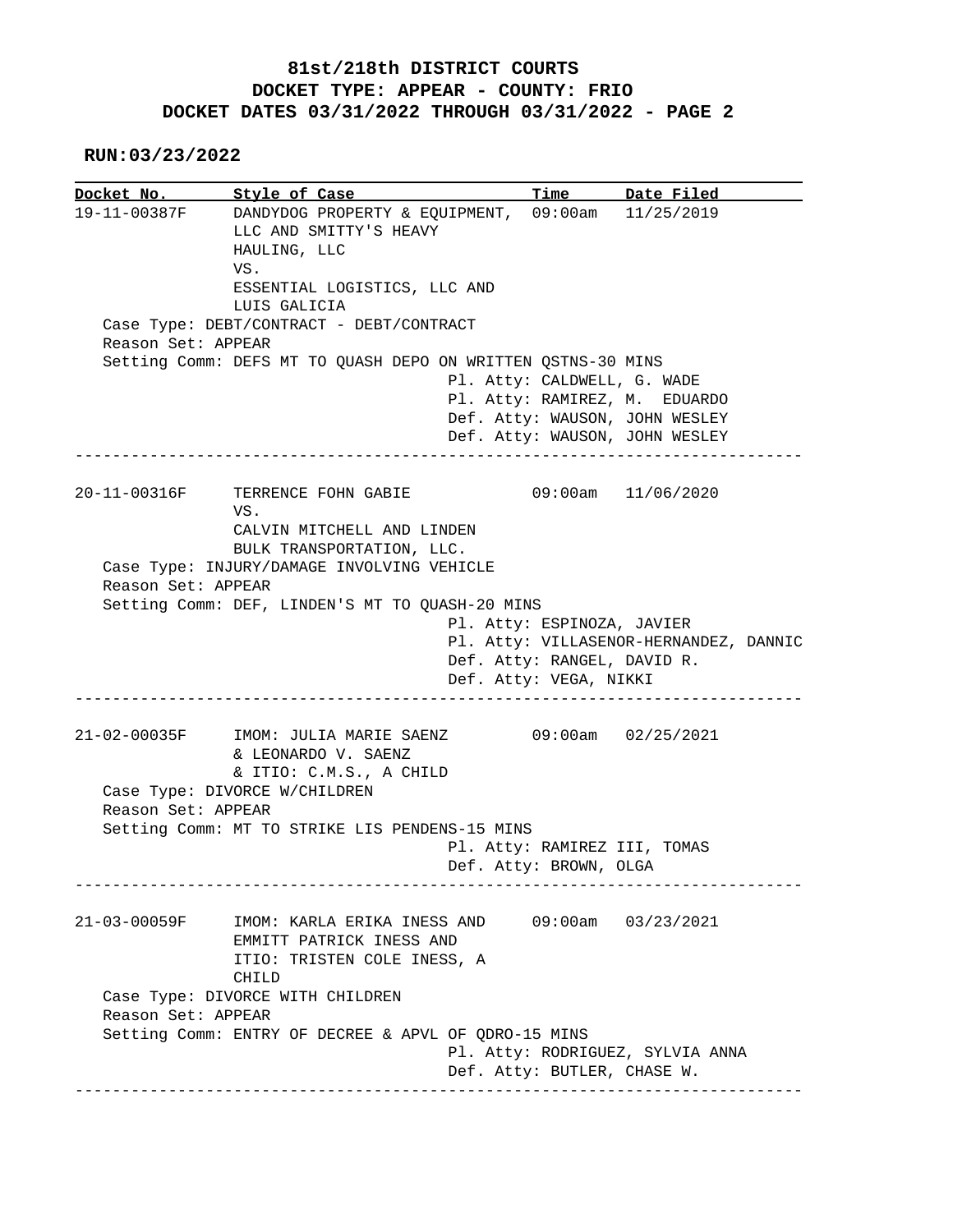# 81st/218th DISTRICT COURTS
## DOCKET TYPE: APPEAR - COUNTY: FRIO
## DOCKET DATES 03/31/2022 THROUGH 03/31/2022 - PAGE 2

**RUN:03/23/2022**

| Docket No. | Style of Case | Time | Date Filed |
|---|---|---|---|
| 19-11-00387F | DANDYDOG PROPERTY & EQUIPMENT, LLC AND SMITTY'S HEAVY HAULING, LLC VS. ESSENTIAL LOGISTICS, LLC AND LUIS GALICIA | 09:00am | 11/25/2019 |

Case Type: DEBT/CONTRACT - DEBT/CONTRACT
Reason Set: APPEAR
Setting Comm: DEFS MT TO QUASH DEPO ON WRITTEN QSTNS-30 MINS
Pl. Atty: CALDWELL, G. WADE
Pl. Atty: RAMIREZ, M. EDUARDO
Def. Atty: WAUSON, JOHN WESLEY
Def. Atty: WAUSON, JOHN WESLEY

---

| Docket No. | Style of Case | Time | Date Filed |
|---|---|---|---|
| 20-11-00316F | TERRENCE FOHN GABIE VS. CALVIN MITCHELL AND LINDEN BULK TRANSPORTATION, LLC. | 09:00am | 11/06/2020 |

Case Type: INJURY/DAMAGE INVOLVING VEHICLE
Reason Set: APPEAR
Setting Comm: DEF, LINDEN'S MT TO QUASH-20 MINS
Pl. Atty: ESPINOZA, JAVIER
Pl. Atty: VILLASENOR-HERNANDEZ, DANNIC
Def. Atty: RANGEL, DAVID R.
Def. Atty: VEGA, NIKKI

---

| Docket No. | Style of Case | Time | Date Filed |
|---|---|---|---|
| 21-02-00035F | IMOM: JULIA MARIE SAENZ & LEONARDO V. SAENZ & ITIO: C.M.S., A CHILD | 09:00am | 02/25/2021 |

Case Type: DIVORCE W/CHILDREN
Reason Set: APPEAR
Setting Comm: MT TO STRIKE LIS PENDENS-15 MINS
Pl. Atty: RAMIREZ III, TOMAS
Def. Atty: BROWN, OLGA

---

| Docket No. | Style of Case | Time | Date Filed |
|---|---|---|---|
| 21-03-00059F | IMOM: KARLA ERIKA INESS AND EMMITT PATRICK INESS AND ITIO: TRISTEN COLE INESS, A CHILD | 09:00am | 03/23/2021 |

Case Type: DIVORCE WITH CHILDREN
Reason Set: APPEAR
Setting Comm: ENTRY OF DECREE & APVL OF QDRO-15 MINS
Pl. Atty: RODRIGUEZ, SYLVIA ANNA
Def. Atty: BUTLER, CHASE W.

---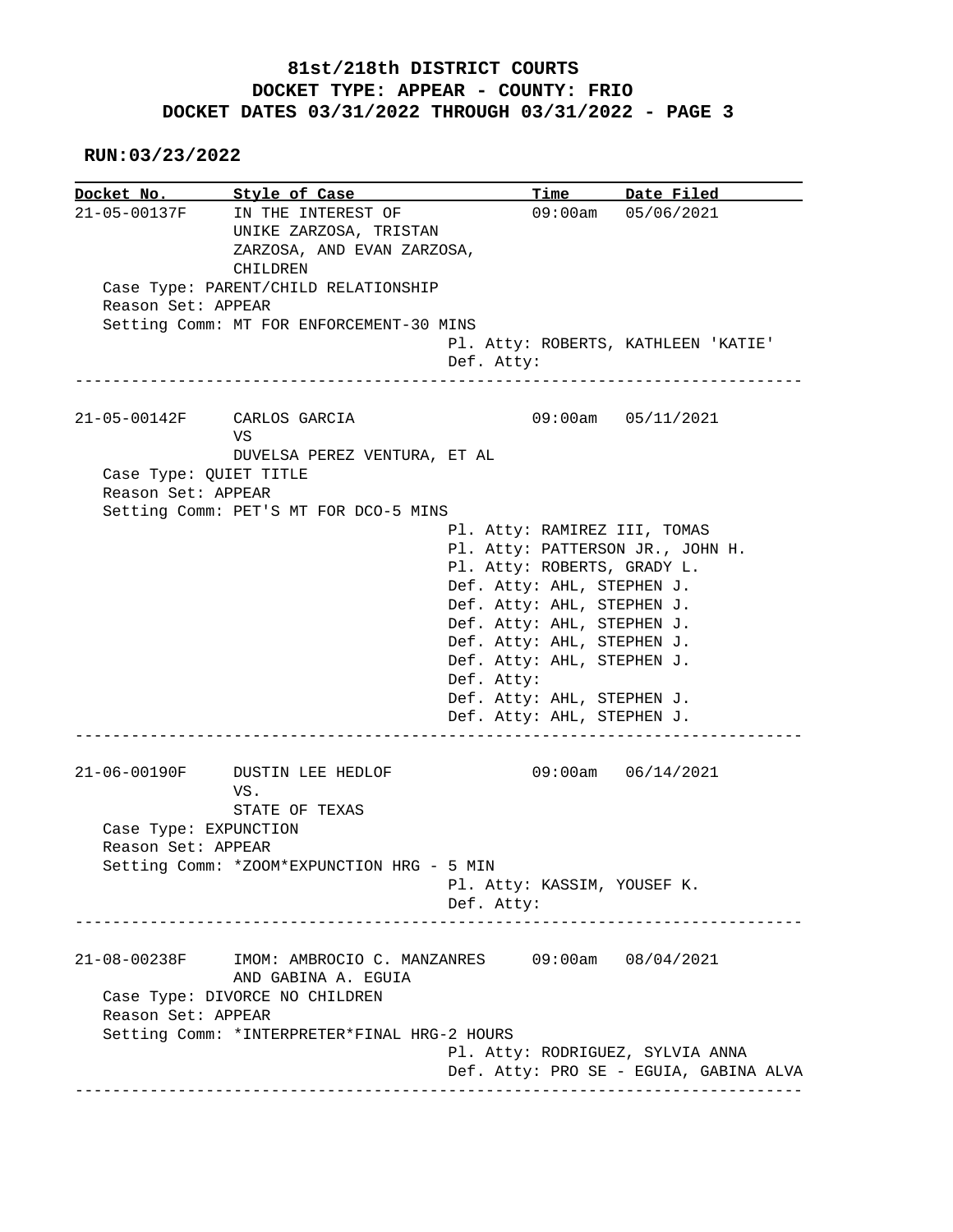**81st/218th DISTRICT COURTS**
**DOCKET TYPE: APPEAR - COUNTY: FRIO**
**DOCKET DATES 03/31/2022 THROUGH 03/31/2022 - PAGE 3**

**RUN:03/23/2022**

```
Docket No.       Style of Case                        Time       Date Filed
21-05-00137F     IN THE INTEREST OF                   09:00am    05/06/2021
                 UNIKE ZARZOSA, TRISTAN
                 ZARZOSA, AND EVAN ZARZOSA,
                 CHILDREN
   Case Type: PARENT/CHILD RELATIONSHIP
   Reason Set: APPEAR
   Setting Comm: MT FOR ENFORCEMENT-30 MINS
                                      Pl. Atty: ROBERTS, KATHLEEN 'KATIE'
                                      Def. Atty:
------------------------------------------------------------------------------

21-05-00142F     CARLOS GARCIA                        09:00am    05/11/2021
                 VS
                 DUVELSA PEREZ VENTURA, ET AL
   Case Type: QUIET TITLE
   Reason Set: APPEAR
   Setting Comm: PET'S MT FOR DCO-5 MINS
                                      Pl. Atty: RAMIREZ III, TOMAS
                                      Pl. Atty: PATTERSON JR., JOHN H.
                                      Pl. Atty: ROBERTS, GRADY L.
                                      Def. Atty: AHL, STEPHEN J.
                                      Def. Atty: AHL, STEPHEN J.
                                      Def. Atty: AHL, STEPHEN J.
                                      Def. Atty: AHL, STEPHEN J.
                                      Def. Atty: AHL, STEPHEN J.
                                      Def. Atty:
                                      Def. Atty: AHL, STEPHEN J.
                                      Def. Atty: AHL, STEPHEN J.
------------------------------------------------------------------------------

21-06-00190F     DUSTIN LEE HEDLOF                    09:00am    06/14/2021
                 VS.
                 STATE OF TEXAS
   Case Type: EXPUNCTION
   Reason Set: APPEAR
   Setting Comm: *ZOOM*EXPUNCTION HRG - 5 MIN
                                      Pl. Atty: KASSIM, YOUSEF K.
                                      Def. Atty:
------------------------------------------------------------------------------

21-08-00238F     IMOM: AMBROCIO C. MANZANRES          09:00am    08/04/2021
                 AND GABINA A. EGUIA
   Case Type: DIVORCE NO CHILDREN
   Reason Set: APPEAR
   Setting Comm: *INTERPRETER*FINAL HRG-2 HOURS
                                      Pl. Atty: RODRIGUEZ, SYLVIA ANNA
                                      Def. Atty: PRO SE - EGUIA, GABINA ALVA
------------------------------------------------------------------------------
```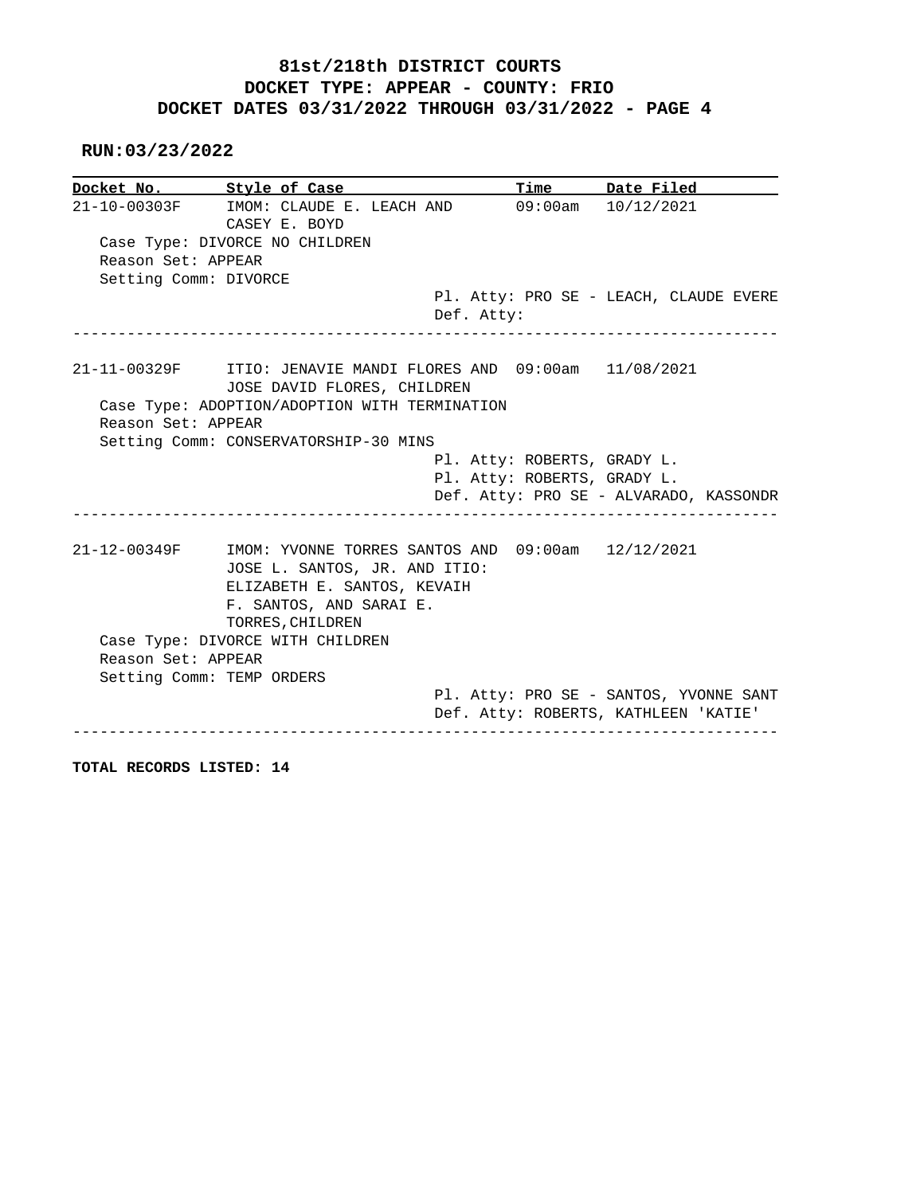**81st/218th DISTRICT COURTS**
**DOCKET TYPE: APPEAR - COUNTY: FRIO**
**DOCKET DATES 03/31/2022 THROUGH 03/31/2022 - PAGE 4**

**RUN:03/23/2022**

| Docket No. | Style of Case | Time | Date Filed |
|---|---|---|---|
| 21-10-00303F | IMOM: CLAUDE E. LEACH AND CASEY E. BOYD | 09:00am | 10/12/2021 |

Case Type: DIVORCE NO CHILDREN
Reason Set: APPEAR
Setting Comm: DIVORCE
Pl. Atty: PRO SE - LEACH, CLAUDE EVERE
Def. Atty:

---

| Docket No. | Style of Case | Time | Date Filed |
|---|---|---|---|
| 21-11-00329F | ITIO: JENAVIE MANDI FLORES AND JOSE DAVID FLORES, CHILDREN | 09:00am | 11/08/2021 |

Case Type: ADOPTION/ADOPTION WITH TERMINATION
Reason Set: APPEAR
Setting Comm: CONSERVATORSHIP-30 MINS
Pl. Atty: ROBERTS, GRADY L.
Pl. Atty: ROBERTS, GRADY L.
Def. Atty: PRO SE - ALVARADO, KASSONDR

---

| Docket No. | Style of Case | Time | Date Filed |
|---|---|---|---|
| 21-12-00349F | IMOM: YVONNE TORRES SANTOS AND JOSE L. SANTOS, JR. AND ITIO: ELIZABETH E. SANTOS, KEVAIH F. SANTOS, AND SARAI E. TORRES,CHILDREN | 09:00am | 12/12/2021 |

Case Type: DIVORCE WITH CHILDREN
Reason Set: APPEAR
Setting Comm: TEMP ORDERS
Pl. Atty: PRO SE - SANTOS, YVONNE SANT
Def. Atty: ROBERTS, KATHLEEN 'KATIE'

---

**TOTAL RECORDS LISTED: 14**